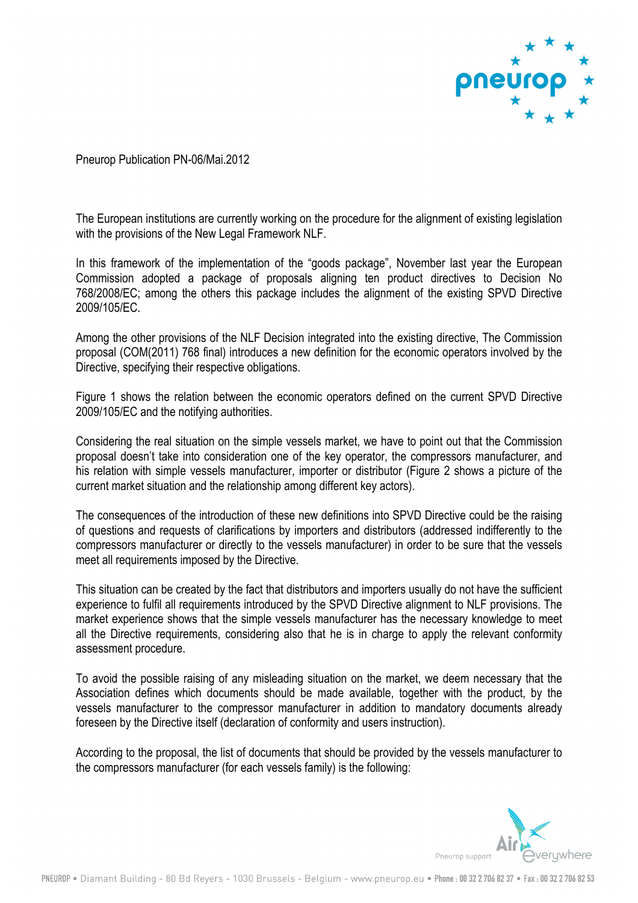Pneurop Publication PN-06/Mai.2012

The European institutions are currently working on the procedure for the alignment of existing legislation with the provisions of the New Legal Framework NLF.

In this framework of the implementation of the "goods package", November last year the European Commission adopted a package of proposals aligning ten product directives to Decision No 768/2008/EC; among the others this package includes the alignment of the existing SPVD Directive 2009/105/EC.

Among the other provisions of the NLF Decision integrated into the existing directive, The Commission proposal (COM(2011) 768 final) introduces a new definition for the economic operators involved by the Directive, specifying their respective obligations.

Figure 1 shows the relation between the economic operators defined on the current SPVD Directive 2009/105/EC and the notifying authorities.

Considering the real situation on the simple vessels market, we have to point out that the Commission proposal doesn't take into consideration one of the key operator, the compressors manufacturer, and his relation with simple vessels manufacturer, importer or distributor (Figure 2 shows a picture of the current market situation and the relationship among different key actors).

The consequences of the introduction of these new definitions into SPVD Directive could be the raising of questions and requests of clarifications by importers and distributors (addressed indifferently to the compressors manufacturer or directly to the vessels manufacturer) in order to be sure that the vessels meet all requirements imposed by the Directive.

This situation can be created by the fact that distributors and importers usually do not have the sufficient experience to fulfil all requirements introduced by the SPVD Directive alignment to NLF provisions. The market experience shows that the simple vessels manufacturer has the necessary knowledge to meet all the Directive requirements, considering also that he is in charge to apply the relevant conformity assessment procedure.

To avoid the possible raising of any misleading situation on the market, we deem necessary that the Association defines which documents should be made available, together with the product, by the vessels manufacturer to the compressor manufacturer in addition to mandatory documents already foreseen by the Directive itself (declaration of conformity and users instruction).

According to the proposal, the list of documents that should be provided by the vessels manufacturer to the compressors manufacturer (for each vessels family) is the following: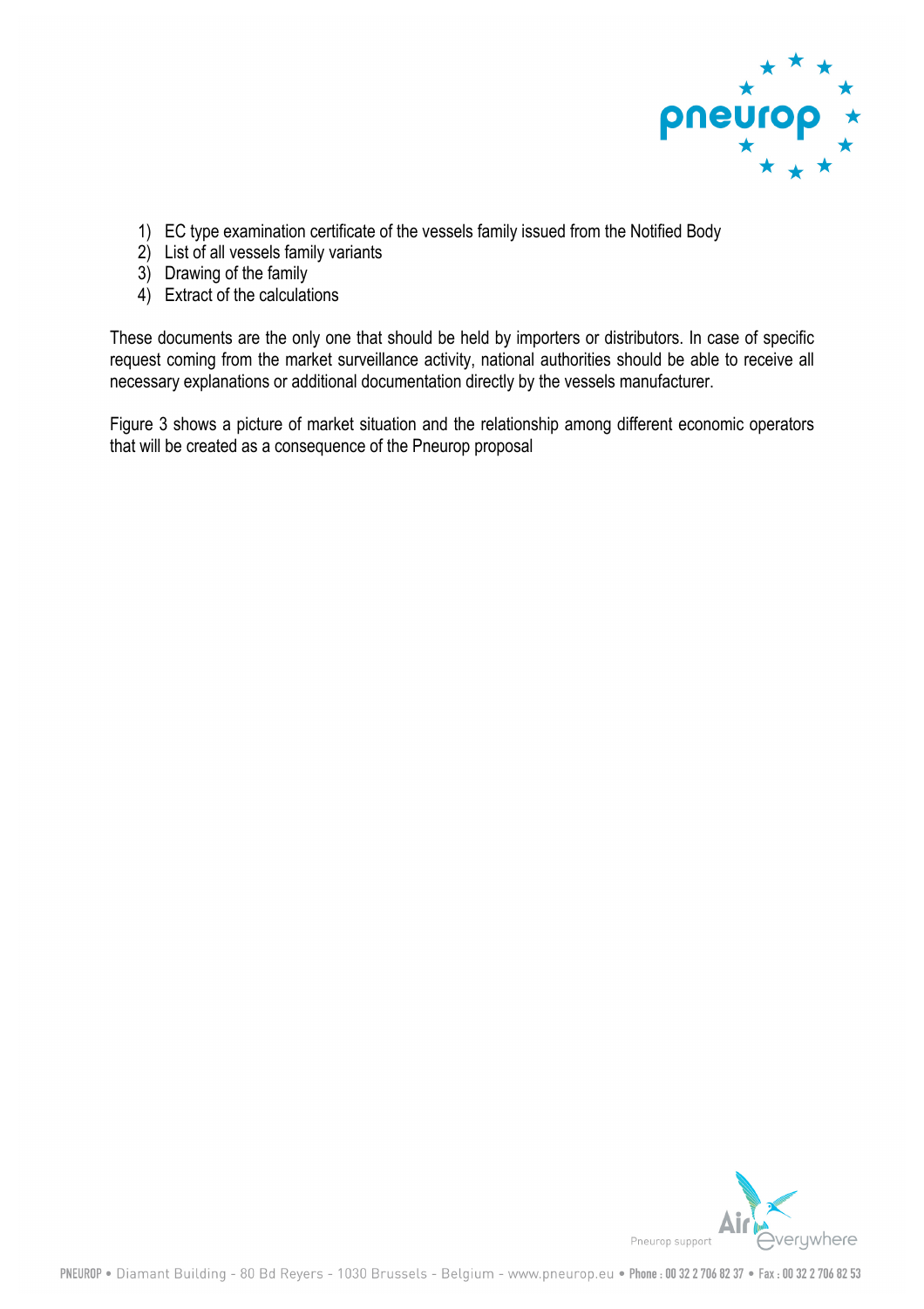1) EC type examination certificate of the vessels family issued from the Notified Body
2) List of all vessels family variants
3) Drawing of the family
4) Extract of the calculations

These documents are the only one that should be held by importers or distributors. In case of specific request coming from the market surveillance activity, national authorities should be able to receive all necessary explanations or additional documentation directly by the vessels manufacturer.

Figure 3 shows a picture of market situation and the relationship among different economic operators that will be created as a consequence of the Pneurop proposal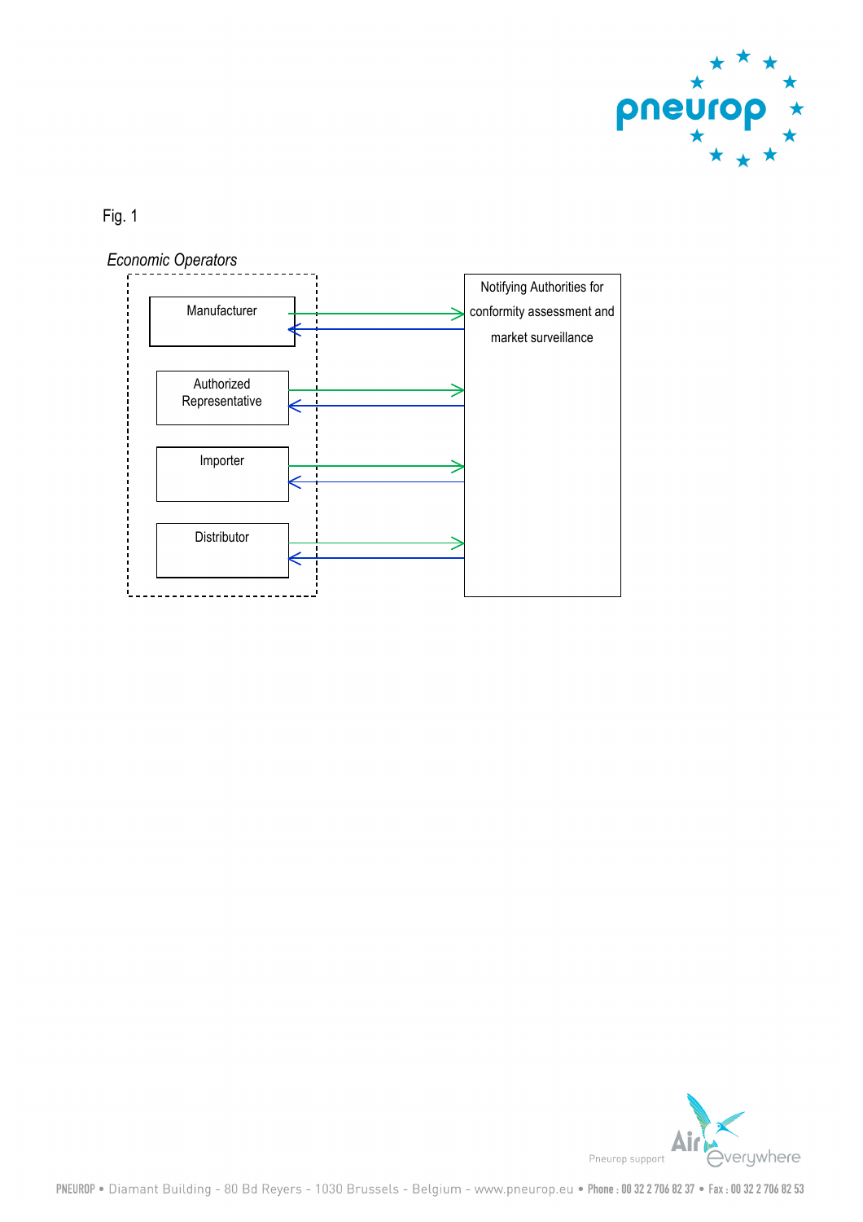Fig. 1

*Economic Operators*

Manufacturer

Authorized Representative

Importer

Distributor

Notifying Authorities for conformity assessment and market surveillance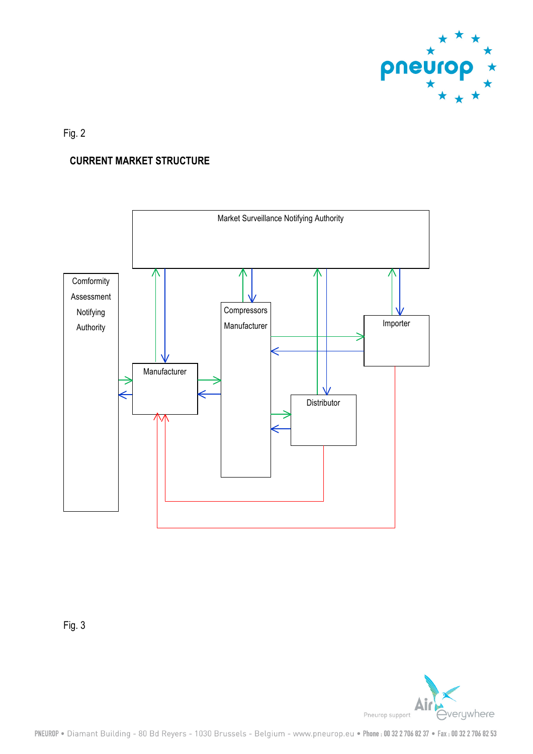Fig. 2

**CURRENT MARKET STRUCTURE**

Market Surveillance Notifying Authority

Comformity Assessment Notifying Authority

Compressors Manufacturer

Importer

Manufacturer

Distributor

Fig. 3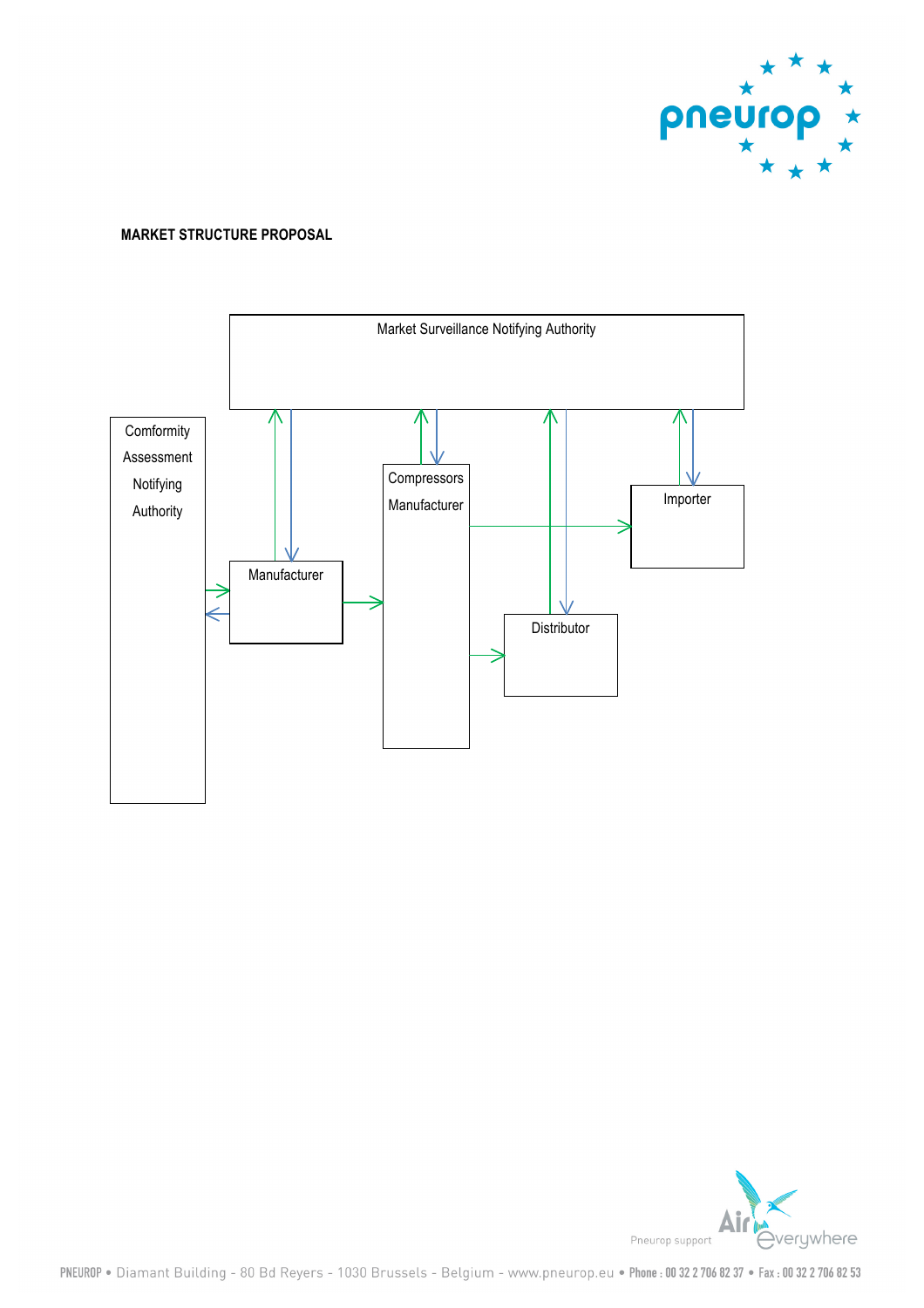**MARKET STRUCTURE PROPOSAL**

Market Surveillance Notifying Authority

Comformity Assessment Notifying Authority

Compressors Manufacturer

Importer

Manufacturer

Distributor